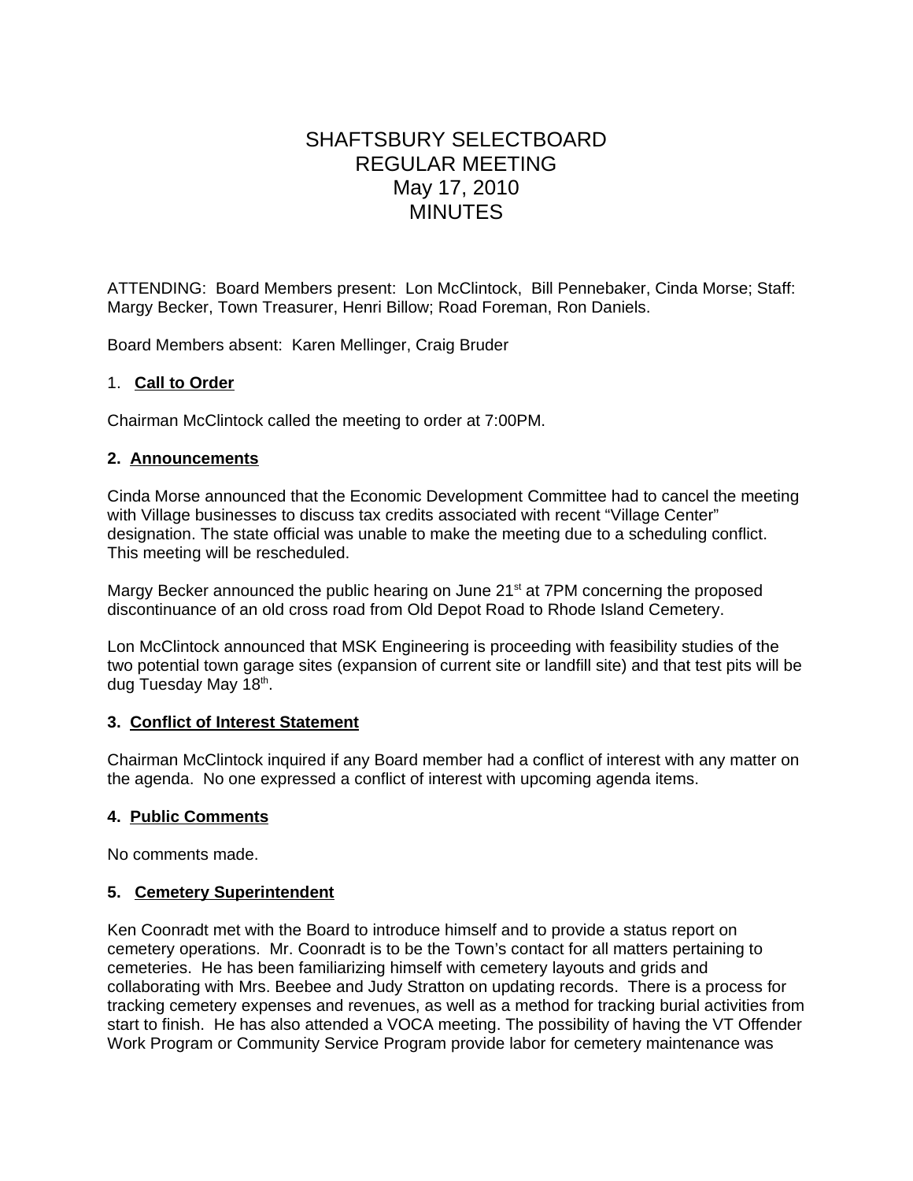# SHAFTSBURY SELECTBOARD
# REGULAR MEETING
# May 17, 2010
# MINUTES

ATTENDING: Board Members present: Lon McClintock, Bill Pennebaker, Cinda Morse; Staff: Margy Becker, Town Treasurer, Henri Billow; Road Foreman, Ron Daniels.

Board Members absent: Karen Mellinger, Craig Bruder

1. **Call to Order**

Chairman McClintock called the meeting to order at 7:00PM.

**2. Announcements**

Cinda Morse announced that the Economic Development Committee had to cancel the meeting with Village businesses to discuss tax credits associated with recent "Village Center" designation. The state official was unable to make the meeting due to a scheduling conflict. This meeting will be rescheduled.

Margy Becker announced the public hearing on June 21st at 7PM concerning the proposed discontinuance of an old cross road from Old Depot Road to Rhode Island Cemetery.

Lon McClintock announced that MSK Engineering is proceeding with feasibility studies of the two potential town garage sites (expansion of current site or landfill site) and that test pits will be dug Tuesday May 18th.

**3. Conflict of Interest Statement**

Chairman McClintock inquired if any Board member had a conflict of interest with any matter on the agenda. No one expressed a conflict of interest with upcoming agenda items.

**4. Public Comments**

No comments made.

**5. Cemetery Superintendent**

Ken Coonradt met with the Board to introduce himself and to provide a status report on cemetery operations. Mr. Coonradt is to be the Town's contact for all matters pertaining to cemeteries. He has been familiarizing himself with cemetery layouts and grids and collaborating with Mrs. Beebee and Judy Stratton on updating records. There is a process for tracking cemetery expenses and revenues, as well as a method for tracking burial activities from start to finish. He has also attended a VOCA meeting. The possibility of having the VT Offender Work Program or Community Service Program provide labor for cemetery maintenance was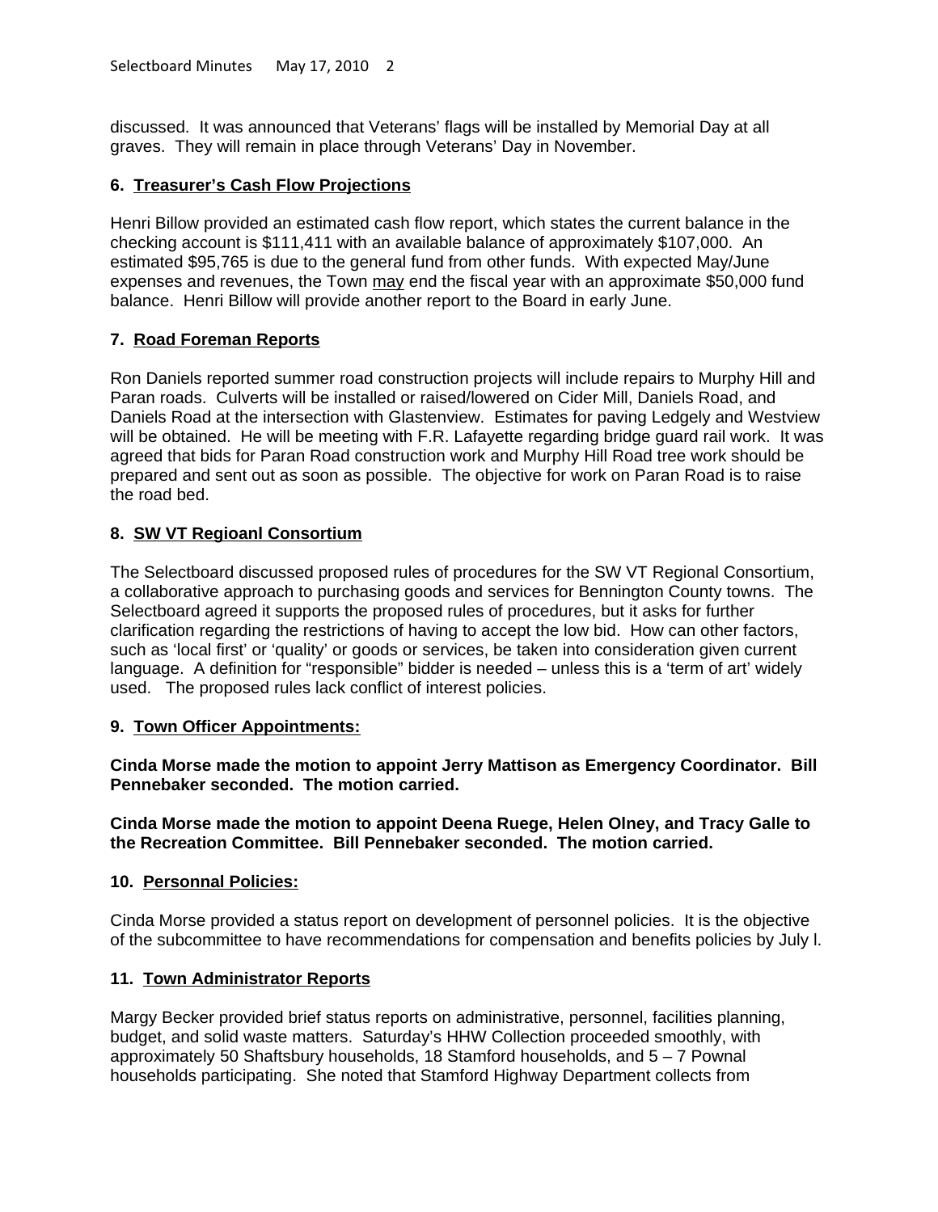discussed. It was announced that Veterans' flags will be installed by Memorial Day at all graves. They will remain in place through Veterans' Day in November.

### 6. Treasurer's Cash Flow Projections

Henri Billow provided an estimated cash flow report, which states the current balance in the checking account is $111,411 with an available balance of approximately $107,000. An estimated $95,765 is due to the general fund from other funds. With expected May/June expenses and revenues, the Town <u>may</u> end the fiscal year with an approximate $50,000 fund balance. Henri Billow will provide another report to the Board in early June.

### 7. Road Foreman Reports

Ron Daniels reported summer road construction projects will include repairs to Murphy Hill and Paran roads. Culverts will be installed or raised/lowered on Cider Mill, Daniels Road, and Daniels Road at the intersection with Glastenview. Estimates for paving Ledgely and Westview will be obtained. He will be meeting with F.R. Lafayette regarding bridge guard rail work. It was agreed that bids for Paran Road construction work and Murphy Hill Road tree work should be prepared and sent out as soon as possible. The objective for work on Paran Road is to raise the road bed.

### 8. SW VT Regioanl Consortium

The Selectboard discussed proposed rules of procedures for the SW VT Regional Consortium, a collaborative approach to purchasing goods and services for Bennington County towns. The Selectboard agreed it supports the proposed rules of procedures, but it asks for further clarification regarding the restrictions of having to accept the low bid. How can other factors, such as 'local first' or 'quality' or goods or services, be taken into consideration given current language. A definition for "responsible" bidder is needed – unless this is a 'term of art' widely used. The proposed rules lack conflict of interest policies.

### 9. Town Officer Appointments:

**Cinda Morse made the motion to appoint Jerry Mattison as Emergency Coordinator. Bill Pennebaker seconded. The motion carried.**

**Cinda Morse made the motion to appoint Deena Ruege, Helen Olney, and Tracy Galle to the Recreation Committee. Bill Pennebaker seconded. The motion carried.**

### 10. Personnal Policies:

Cinda Morse provided a status report on development of personnel policies. It is the objective of the subcommittee to have recommendations for compensation and benefits policies by July l.

### 11. Town Administrator Reports

Margy Becker provided brief status reports on administrative, personnel, facilities planning, budget, and solid waste matters. Saturday's HHW Collection proceeded smoothly, with approximately 50 Shaftsbury households, 18 Stamford households, and 5 – 7 Pownal households participating. She noted that Stamford Highway Department collects from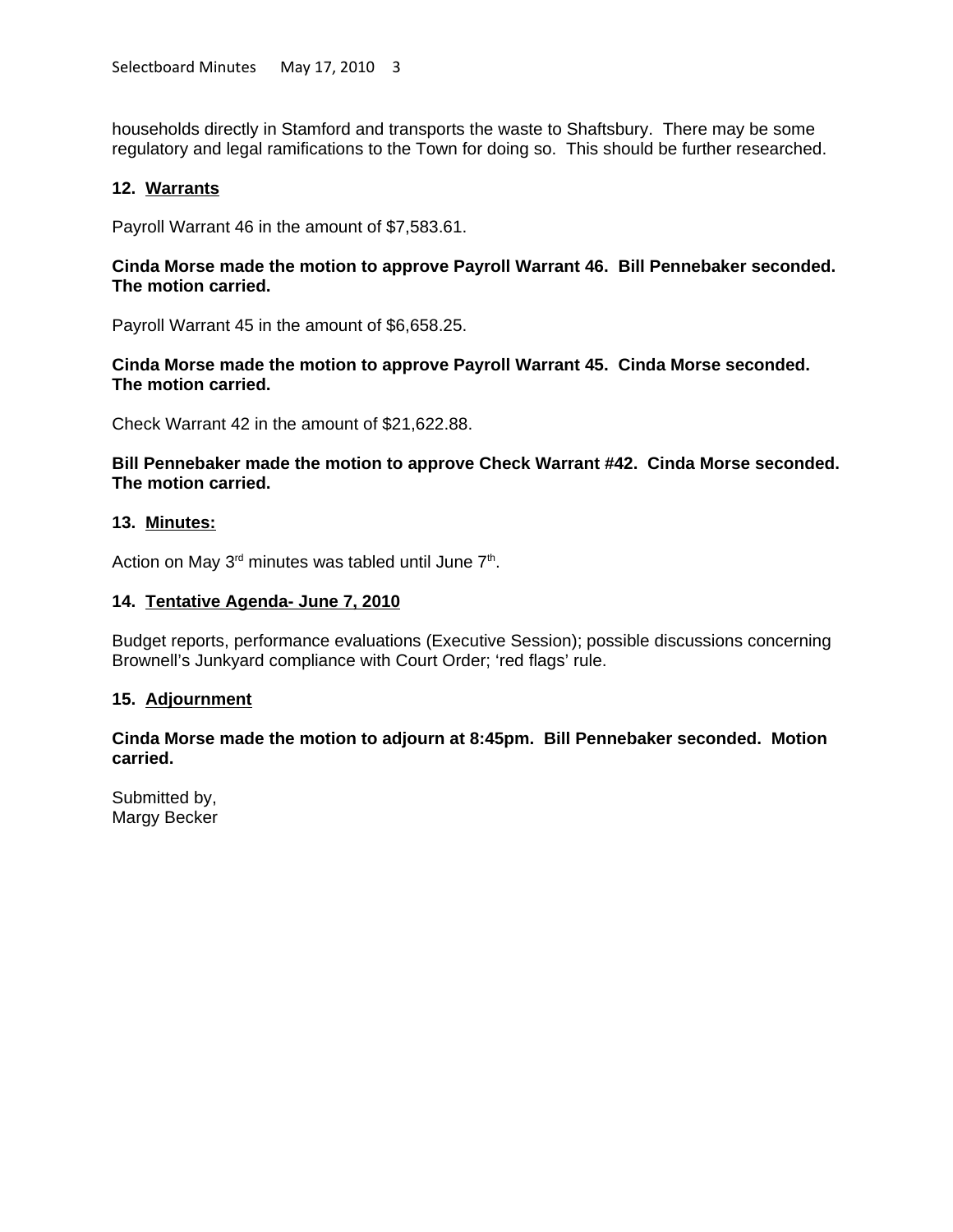households directly in Stamford and transports the waste to Shaftsbury. There may be some regulatory and legal ramifications to the Town for doing so. This should be further researched.

### 12. Warrants

Payroll Warrant 46 in the amount of $7,583.61.

**Cinda Morse made the motion to approve Payroll Warrant 46. Bill Pennebaker seconded. The motion carried.**

Payroll Warrant 45 in the amount of $6,658.25.

**Cinda Morse made the motion to approve Payroll Warrant 45. Cinda Morse seconded. The motion carried.**

Check Warrant 42 in the amount of $21,622.88.

**Bill Pennebaker made the motion to approve Check Warrant #42. Cinda Morse seconded. The motion carried.**

### 13. Minutes:

Action on May 3rd minutes was tabled until June 7th.

### 14. Tentative Agenda- June 7, 2010

Budget reports, performance evaluations (Executive Session); possible discussions concerning Brownell's Junkyard compliance with Court Order; 'red flags' rule.

### 15. Adjournment

**Cinda Morse made the motion to adjourn at 8:45pm. Bill Pennebaker seconded. Motion carried.**

Submitted by,
Margy Becker